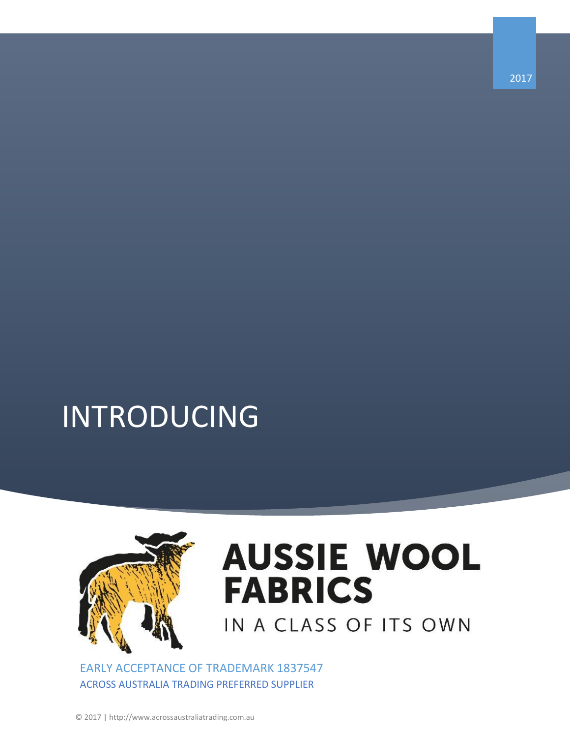2017

# INTRODUCING

# AUSSIE WOOL FABRICS

IN A CLASS OF ITS OWN

EARLY ACCEPTANCE OF TRADEMARK 1837547

ACROSS AUSTRALIA TRADING PREFERRED SUPPLIER

© 2017 | http://www.acrossaustraliatrading.com.au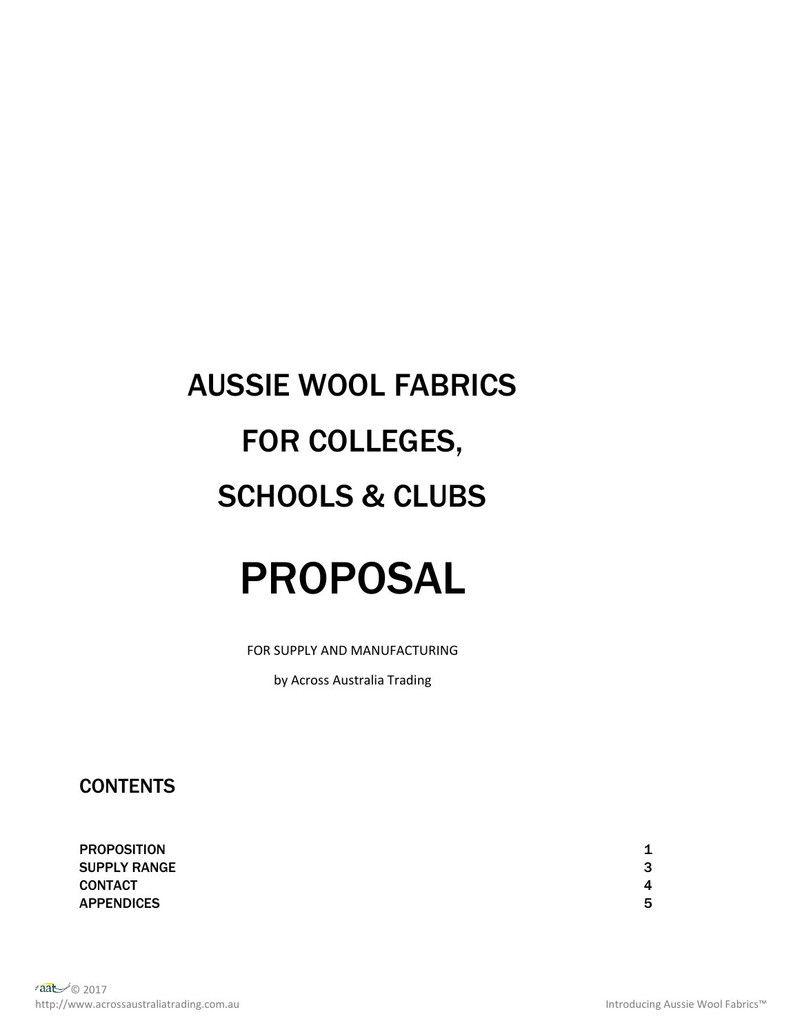# AUSSIE WOOL FABRICS

# FOR COLLEGES,

# SCHOOLS & CLUBS

# PROPOSAL

FOR SUPPLY AND MANUFACTURING

by Across Australia Trading

## CONTENTS

| | |
|---|---|
| PROPOSITION | 1 |
| SUPPLY RANGE | 3 |
| CONTACT | 4 |
| APPENDICES | 5 |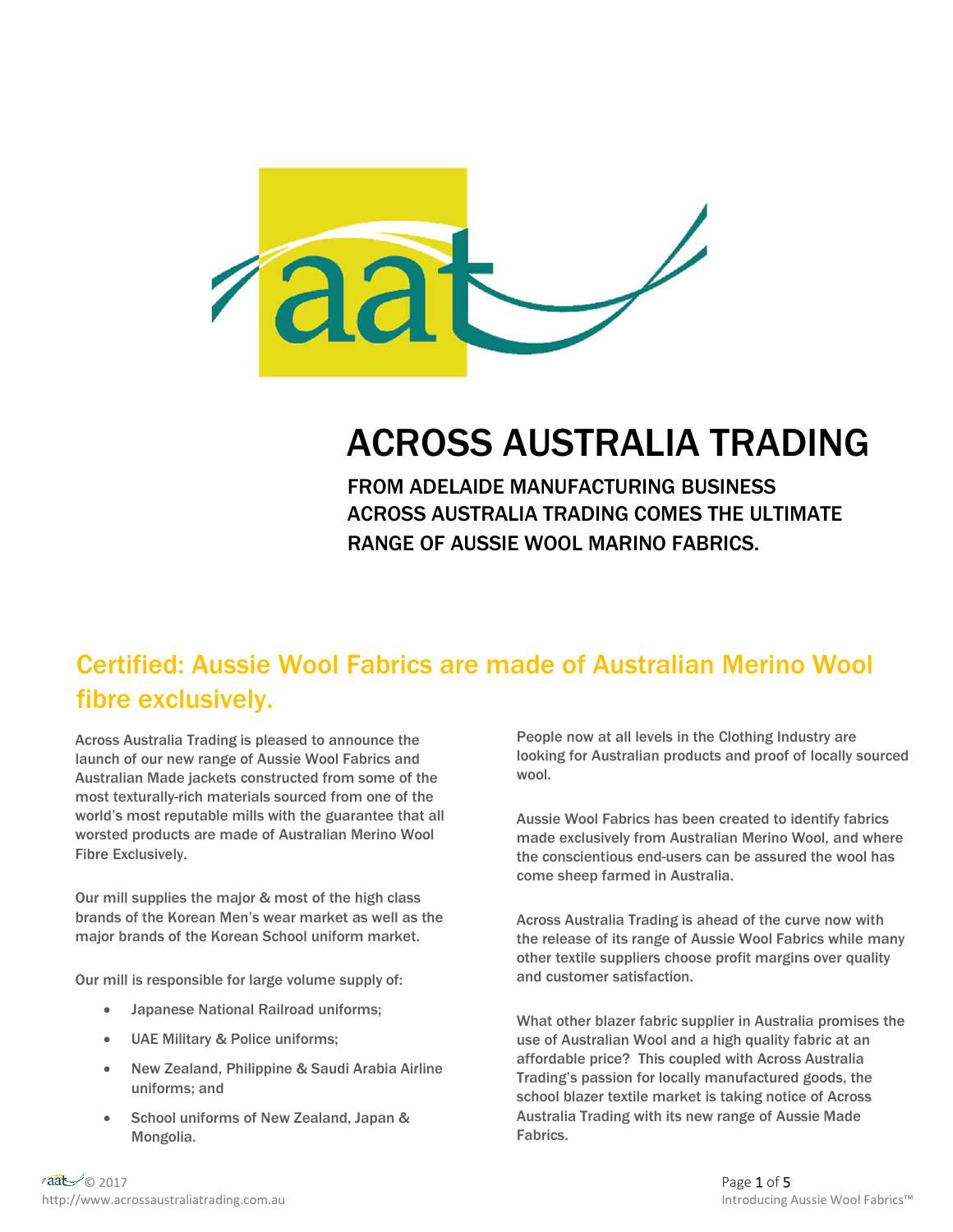# ACROSS AUSTRALIA TRADING

FROM ADELAIDE MANUFACTURING BUSINESS ACROSS AUSTRALIA TRADING COMES THE ULTIMATE RANGE OF AUSSIE WOOL MARINO FABRICS.

## Certified: Aussie Wool Fabrics are made of Australian Merino Wool fibre exclusively.

Across Australia Trading is pleased to announce the launch of our new range of Aussie Wool Fabrics and Australian Made jackets constructed from some of the most texturally-rich materials sourced from one of the world's most reputable mills with the guarantee that all worsted products are made of Australian Merino Wool Fibre Exclusively.

Our mill supplies the major & most of the high class brands of the Korean Men's wear market as well as the major brands of the Korean School uniform market.

Our mill is responsible for large volume supply of:

- Japanese National Railroad uniforms;
- UAE Military & Police uniforms;
- New Zealand, Philippine & Saudi Arabia Airline uniforms; and
- School uniforms of New Zealand, Japan & Mongolia.

People now at all levels in the Clothing Industry are looking for Australian products and proof of locally sourced wool.

Aussie Wool Fabrics has been created to identify fabrics made exclusively from Australian Merino Wool, and where the conscientious end-users can be assured the wool has come sheep farmed in Australia.

Across Australia Trading is ahead of the curve now with the release of its range of Aussie Wool Fabrics while many other textile suppliers choose profit margins over quality and customer satisfaction.

What other blazer fabric supplier in Australia promises the use of Australian Wool and a high quality fabric at an affordable price? This coupled with Across Australia Trading's passion for locally manufactured goods, the school blazer textile market is taking notice of Across Australia Trading with its new range of Aussie Made Fabrics.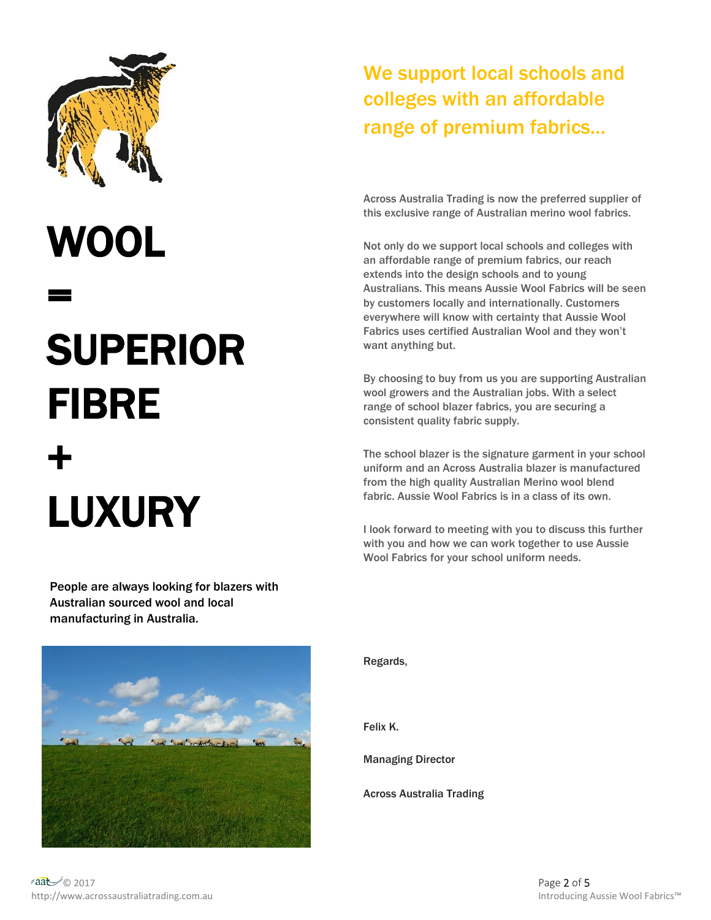# WOOL

# =

# SUPERIOR FIBRE

# +

# LUXURY

**People are always looking for blazers with Australian sourced wool and local manufacturing in Australia.**

## We support local schools and colleges with an affordable range of premium fabrics...

Across Australia Trading is now the preferred supplier of this exclusive range of Australian merino wool fabrics.

Not only do we support local schools and colleges with an affordable range of premium fabrics, our reach extends into the design schools and to young Australians. This means Aussie Wool Fabrics will be seen by customers locally and internationally. Customers everywhere will know with certainty that Aussie Wool Fabrics uses certified Australian Wool and they won't want anything but.

By choosing to buy from us you are supporting Australian wool growers and the Australian jobs. With a select range of school blazer fabrics, you are securing a consistent quality fabric supply.

The school blazer is the signature garment in your school uniform and an Across Australia blazer is manufactured from the high quality Australian Merino wool blend fabric. Aussie Wool Fabrics is in a class of its own.

I look forward to meeting with you to discuss this further with you and how we can work together to use Aussie Wool Fabrics for your school uniform needs.

Regards,

Felix K.

Managing Director

Across Australia Trading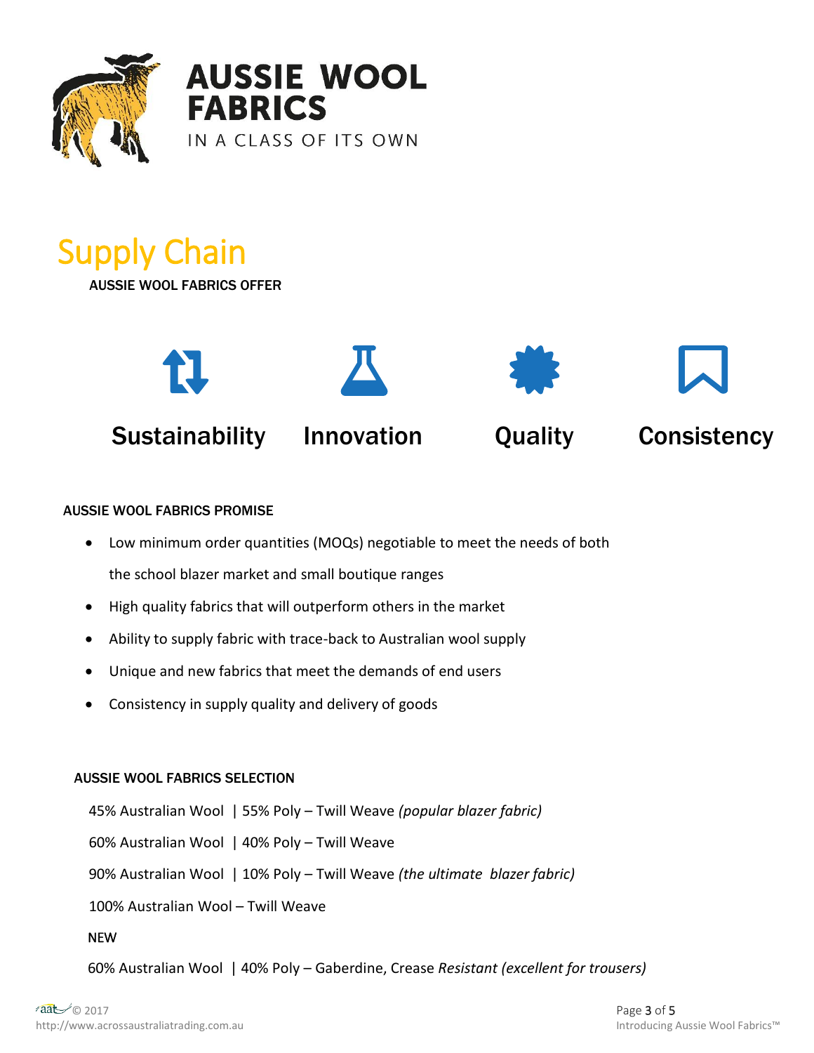**AUSSIE WOOL FABRICS**

IN A CLASS OF ITS OWN

# Supply Chain

AUSSIE WOOL FABRICS OFFER

**Sustainability** **Innovation** **Quality** **Consistency**

AUSSIE WOOL FABRICS PROMISE

- Low minimum order quantities (MOQs) negotiable to meet the needs of both the school blazer market and small boutique ranges
- High quality fabrics that will outperform others in the market
- Ability to supply fabric with trace-back to Australian wool supply
- Unique and new fabrics that meet the demands of end users
- Consistency in supply quality and delivery of goods

AUSSIE WOOL FABRICS SELECTION

45% Australian Wool | 55% Poly – Twill Weave *(popular blazer fabric)*

60% Australian Wool | 40% Poly – Twill Weave

90% Australian Wool | 10% Poly – Twill Weave *(the ultimate blazer fabric)*

100% Australian Wool – Twill Weave

NEW

60% Australian Wool | 40% Poly – Gaberdine, Crease *Resistant (excellent for trousers)*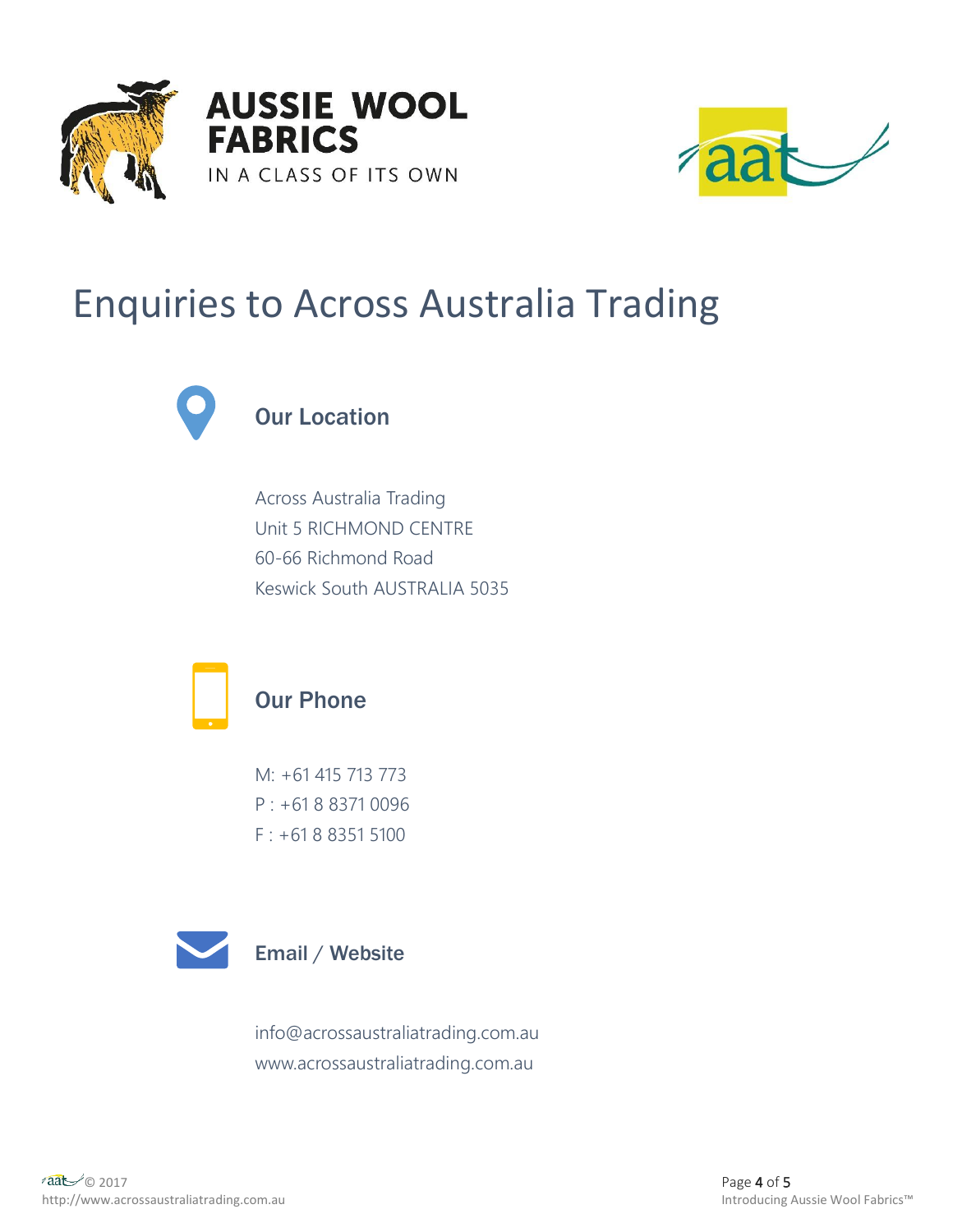AUSSIE WOOL FABRICS

IN A CLASS OF ITS OWN

# Enquiries to Across Australia Trading

## Our Location

Across Australia Trading
Unit 5 RICHMOND CENTRE
60-66 Richmond Road
Keswick South AUSTRALIA 5035

## Our Phone

M: +61 415 713 773
P : +61 8 8371 0096
F : +61 8 8351 5100

## Email / Website

info@acrossaustraliatrading.com.au
www.acrossaustraliatrading.com.au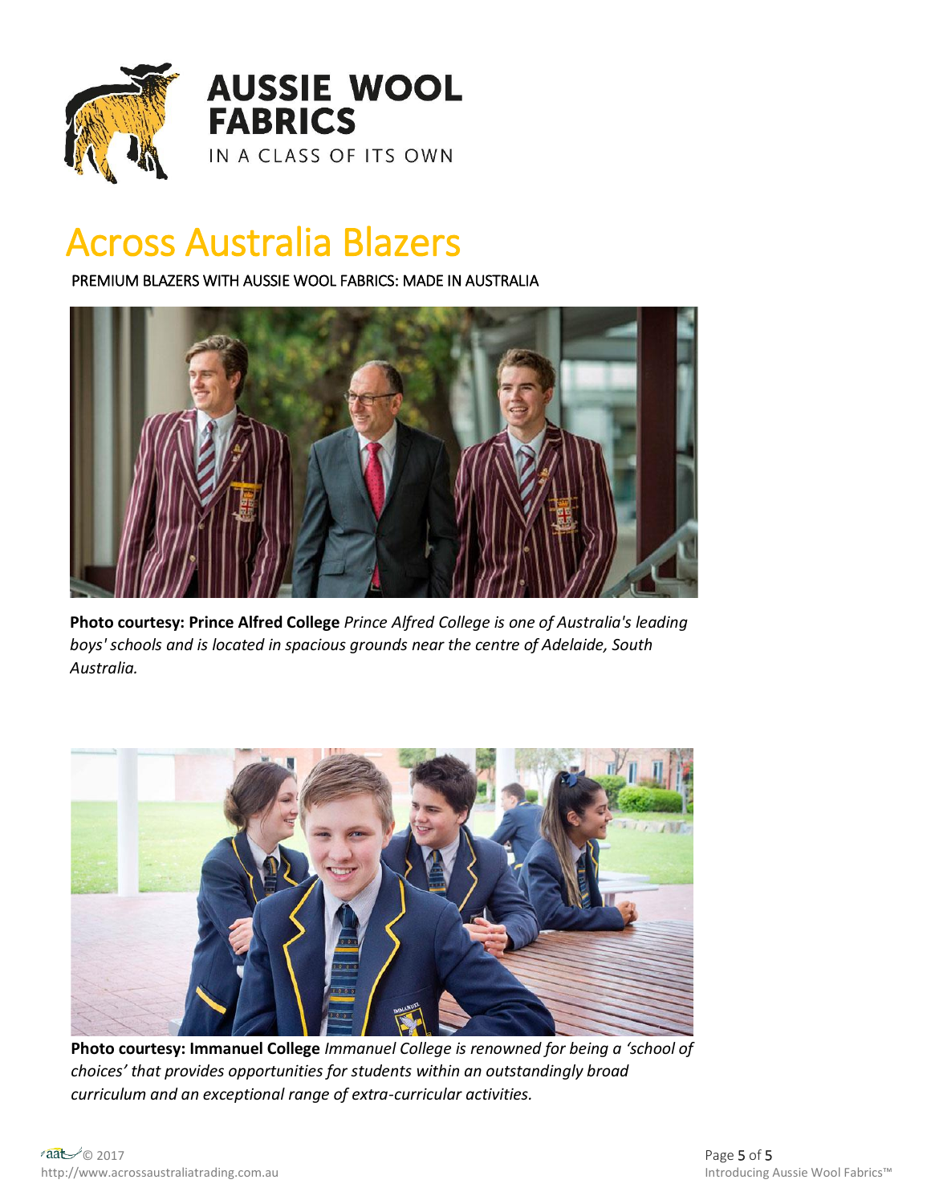# Across Australia Blazers

PREMIUM BLAZERS WITH AUSSIE WOOL FABRICS: MADE IN AUSTRALIA

**Photo courtesy: Prince Alfred College** *Prince Alfred College is one of Australia's leading boys' schools and is located in spacious grounds near the centre of Adelaide, South Australia.*

**Photo courtesy: Immanuel College** *Immanuel College is renowned for being a 'school of choices' that provides opportunities for students within an outstandingly broad curriculum and an exceptional range of extra-curricular activities.*